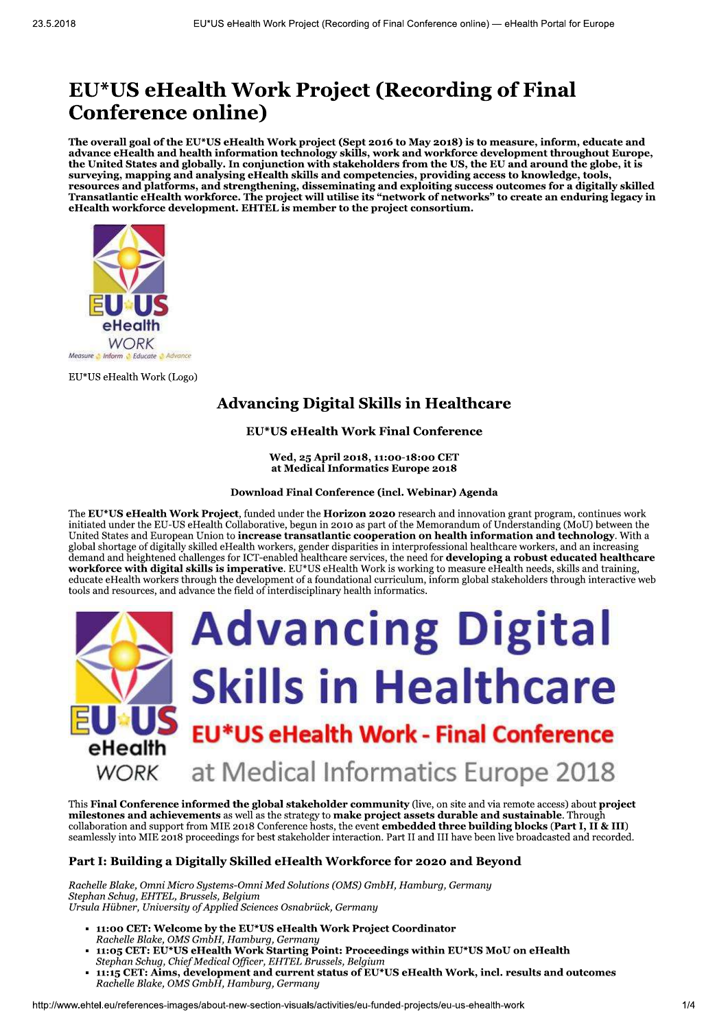# EU*US eHealth Work Project (Recording of Final Conference online)

**The overall goal of the EU*US eHealth Work project (Sept 2016 to May 2018) is to measure, inform, educate and advance eHealth and health information technology skills, work and workforce development throughout Europe, the United States and globally. In conjunction with stakeholders from the US, the EU and around the globe, it is surveying, mapping and analysing eHealth skills and competencies, providing access to knowledge, tools, resources and platforms, and strengthening, disseminating and exploiting success outcomes for a digitally skilled Transatlantic eHealth workforce. The project will utilise its "network of networks" to create an enduring legacy in eHealth workforce development. EHTEL is member to the project consortium.**

EU*US eHealth Work (Logo)

## Advancing Digital Skills in Healthcare

### EU*US eHealth Work Final Conference

**Wed, 25 April 2018, 11:00-18:00 CET**
**at Medical Informatics Europe 2018**

**Download Final Conference (incl. Webinar) Agenda**

The **EU*US eHealth Work Project**, funded under the **Horizon 2020** research and innovation grant program, continues work initiated under the EU-US eHealth Collaborative, begun in 2010 as part of the Memorandum of Understanding (MoU) between the United States and European Union to **increase transatlantic cooperation on health information and technology**. With a global shortage of digitally skilled eHealth workers, gender disparities in interprofessional healthcare workers, and an increasing demand and heightened challenges for ICT-enabled healthcare services, the need for **developing a robust educated healthcare workforce with digital skills is imperative**. EU*US eHealth Work is working to measure eHealth needs, skills and training, educate eHealth workers through the development of a foundational curriculum, inform global stakeholders through interactive web tools and resources, and advance the field of interdisciplinary health informatics.

This **Final Conference informed the global stakeholder community** (live, on site and via remote access) about **project milestones and achievements** as well as the strategy to **make project assets durable and sustainable**. Through collaboration and support from MIE 2018 Conference hosts, the event **embedded three building blocks (Part I, II & III)** seamlessly into MIE 2018 proceedings for best stakeholder interaction. Part II and III have been live broadcasted and recorded.

### Part I: Building a Digitally Skilled eHealth Workforce for 2020 and Beyond

*Rachelle Blake, Omni Micro Systems-Omni Med Solutions (OMS) GmbH, Hamburg, Germany*
*Stephan Schug, EHTEL, Brussels, Belgium*
*Ursula Hübner, University of Applied Sciences Osnabrück, Germany*

- **11:00 CET: Welcome by the EU*US eHealth Work Project Coordinator**
  *Rachelle Blake, OMS GmbH, Hamburg, Germany*
- **11:05 CET: EU*US eHealth Work Starting Point: Proceedings within EU*US MoU on eHealth**
  *Stephan Schug, Chief Medical Officer, EHTEL Brussels, Belgium*
- **11:15 CET: Aims, development and current status of EU*US eHealth Work, incl. results and outcomes**
  *Rachelle Blake, OMS GmbH, Hamburg, Germany*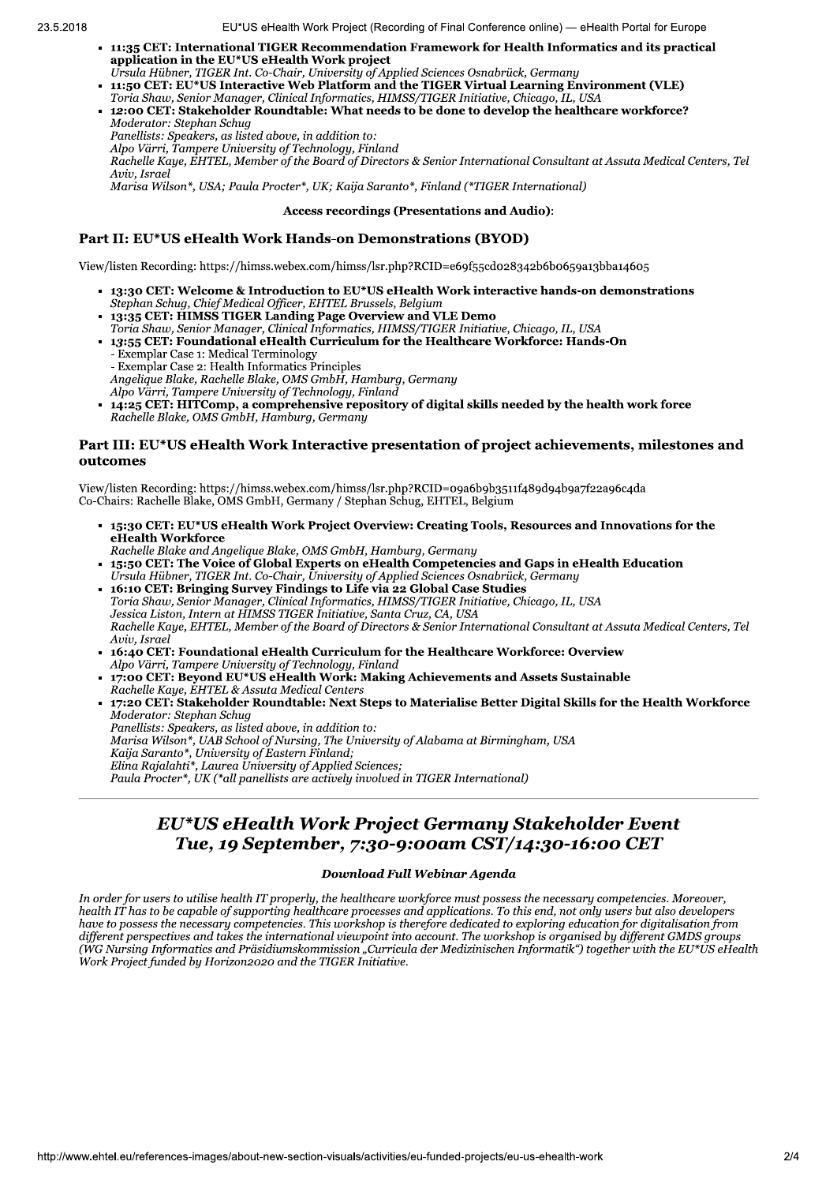- **11:35 CET: International TIGER Recommendation Framework for Health Informatics and its practical application in the EU*US eHealth Work project**
  *Ursula Hübner, TIGER Int. Co-Chair, University of Applied Sciences Osnabrück, Germany*
- **11:50 CET: EU*US Interactive Web Platform and the TIGER Virtual Learning Environment (VLE)**
  *Toria Shaw, Senior Manager, Clinical Informatics, HIMSS/TIGER Initiative, Chicago, IL, USA*
- **12:00 CET: Stakeholder Roundtable: What needs to be done to develop the healthcare workforce?**
  *Moderator: Stephan Schug*
  *Panellists: Speakers, as listed above, in addition to:*
  *Alpo Värri, Tampere University of Technology, Finland*
  *Rachelle Kaye, EHTEL, Member of the Board of Directors & Senior International Consultant at Assuta Medical Centers, Tel Aviv, Israel*
  *Marisa Wilson*, USA; Paula Procter*, UK; Kaija Saranto*, Finland (*TIGER International)*

**Access recordings (Presentations and Audio)**:

## Part II: EU*US eHealth Work Hands-on Demonstrations (BYOD)

View/listen Recording: https://himss.webex.com/himss/lsr.php?RCID=e69f55cd028342b6b0659a13bba14605

- **13:30 CET: Welcome & Introduction to EU*US eHealth Work interactive hands-on demonstrations**
  *Stephan Schug, Chief Medical Officer, EHTEL Brussels, Belgium*
- **13:35 CET: HIMSS TIGER Landing Page Overview and VLE Demo**
  *Toria Shaw, Senior Manager, Clinical Informatics, HIMSS/TIGER Initiative, Chicago, IL, USA*
- **13:55 CET: Foundational eHealth Curriculum for the Healthcare Workforce: Hands-On**
  - Exemplar Case 1: Medical Terminology
  - Exemplar Case 2: Health Informatics Principles
  *Angelique Blake, Rachelle Blake, OMS GmbH, Hamburg, Germany*
  *Alpo Värri, Tampere University of Technology, Finland*
- **14:25 CET: HITComp, a comprehensive repository of digital skills needed by the health work force**
  *Rachelle Blake, OMS GmbH, Hamburg, Germany*

## Part III: EU*US eHealth Work Interactive presentation of project achievements, milestones and outcomes

View/listen Recording: https://himss.webex.com/himss/lsr.php?RCID=09a6b9b3511f489d94b9a7f22a96c4da
Co-Chairs: Rachelle Blake, OMS GmbH, Germany / Stephan Schug, EHTEL, Belgium

- **15:30 CET: EU*US eHealth Work Project Overview: Creating Tools, Resources and Innovations for the eHealth Workforce**
  *Rachelle Blake and Angelique Blake, OMS GmbH, Hamburg, Germany*
- **15:50 CET: The Voice of Global Experts on eHealth Competencies and Gaps in eHealth Education**
  *Ursula Hübner, TIGER Int. Co-Chair, University of Applied Sciences Osnabrück, Germany*
- **16:10 CET: Bringing Survey Findings to Life via 22 Global Case Studies**
  *Toria Shaw, Senior Manager, Clinical Informatics, HIMSS/TIGER Initiative, Chicago, IL, USA*
  *Jessica Liston, Intern at HIMSS TIGER Initiative, Santa Cruz, CA, USA*
  *Rachelle Kaye, EHTEL, Member of the Board of Directors & Senior International Consultant at Assuta Medical Centers, Tel Aviv, Israel*
- **16:40 CET: Foundational eHealth Curriculum for the Healthcare Workforce: Overview**
  *Alpo Värri, Tampere University of Technology, Finland*
- **17:00 CET: Beyond EU*US eHealth Work: Making Achievements and Assets Sustainable**
  *Rachelle Kaye, EHTEL & Assuta Medical Centers*
- **17:20 CET: Stakeholder Roundtable: Next Steps to Materialise Better Digital Skills for the Health Workforce**
  *Moderator: Stephan Schug*
  *Panellists: Speakers, as listed above, in addition to:*
  *Marisa Wilson*, UAB School of Nursing, The University of Alabama at Birmingham, USA*
  *Kaija Saranto*, University of Eastern Finland;*
  *Elina Rajalahti*, Laurea University of Applied Sciences;*
  *Paula Procter*, UK (*all panellists are actively involved in TIGER International)*

---

## *EU*US eHealth Work Project Germany Stakeholder Event Tue, 19 September, 7:30-9:00am CST/14:30-16:00 CET*

***Download Full Webinar Agenda***

*In order for users to utilise health IT properly, the healthcare workforce must possess the necessary competencies. Moreover, health IT has to be capable of supporting healthcare processes and applications. To this end, not only users but also developers have to possess the necessary competencies. This workshop is therefore dedicated to exploring education for digitalisation from different perspectives and takes the international viewpoint into account. The workshop is organised by different GMDS groups (WG Nursing Informatics and Präsidiumskommission „Curricula der Medizinischen Informatik") together with the EU*US eHealth Work Project funded by Horizon2020 and the TIGER Initiative.*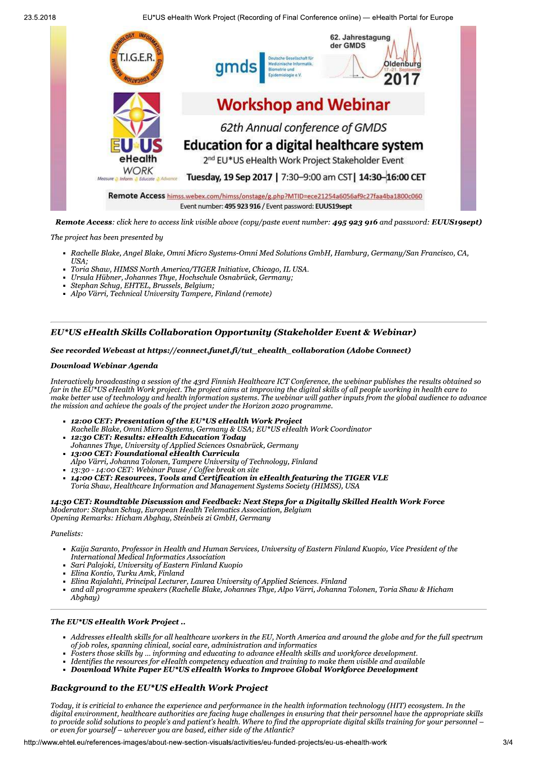# Workshop and Webinar

62th Annual conference of GMDS

## Education for a digital healthcare system

2nd EU*US eHealth Work Project Stakeholder Event

**Tuesday, 19 Sep 2017 | 7:30–9:00 am CST | 14:30–16:00 CET**

**Remote Access** himss.webex.com/himss/onstage/g.php?MTID=ece21254a6056af9c27faa4ba1800c060
Event number: **495 923 916** / Event password: **EUUS19sept**

***Remote Access**: click here to access link visible above (copy/paste event number: **495 923 916** and password: **EUUS19sept)***

*The project has been presented by*

- *Rachelle Blake, Angel Blake, Omni Micro Systems-Omni Med Solutions GmbH, Hamburg, Germany/San Francisco, CA, USA;*
- *Toria Shaw, HIMSS North America/TIGER Initiative, Chicago, IL USA.*
- *Ursula Hübner, Johannes Thye, Hochschule Osnabrück, Germany;*
- *Stephan Schug, EHTEL, Brussels, Belgium;*
- *Alpo Värri, Technical University Tampere, Finland (remote)*

---

## *EU*US eHealth Skills Collaboration Opportunity (Stakeholder Event & Webinar)*

***See recorded Webcast at https://connect.funet.fi/tut_ehealth_collaboration (Adobe Connect)***

***Download Webinar Agenda***

*Interactively broadcasting a session of the 43rd Finnish Healthcare ICT Conference, the webinar publishes the results obtained so far in the EU*US eHealth Work project. The project aims at improving the digital skills of all people working in health care to make better use of technology and health information systems. The webinar will gather inputs from the global audience to advance the mission and achieve the goals of the project under the Horizon 2020 programme.*

- ***12:00 CET: Presentation of the EU*US eHealth Work Project***
  *Rachelle Blake, Omni Micro Systems, Germany & USA; EU*US eHealth Work Coordinator*
- ***12:30 CET: Results: eHealth Education Today***
  *Johannes Thye, University of Applied Sciences Osnabrück, Germany*
- ***13:00 CET: Foundational eHealth Curricula***
  *Alpo Värri, Johanna Tolonen, Tampere University of Technology, Finland*
- *13:30 - 14:00 CET: Webinar Pause / Coffee break on site*
- ***14:00 CET: Resources, Tools and Certification in eHealth featuring the TIGER VLE***
  *Toria Shaw, Healthcare Information and Management Systems Society (HIMSS), USA*

***14:30 CET: Roundtable Discussion and Feedback: Next Steps for a Digitally Skilled Health Work Force***
*Moderator: Stephan Schug, European Health Telematics Association, Belgium*
*Opening Remarks: Hicham Abghay, Steinbeis 2i GmbH, Germany*

*Panelists:*

- *Kaija Saranto, Professor in Health and Human Services, University of Eastern Finland Kuopio, Vice President of the International Medical Informatics Association*
- *Sari Palojoki, University of Eastern Finland Kuopio*
- *Elina Kontio, Turku Amk, Finland*
- *Elina Rajalahti, Principal Lecturer, Laurea University of Applied Sciences. Finland*
- *and all programme speakers (Rachelle Blake, Johannes Thye, Alpo Värri, Johanna Tolonen, Toria Shaw & Hicham Abghay)*

---

***The EU*US eHealth Work Project ..***

- *Addresses eHealth skills for all healthcare workers in the EU, North America and around the globe and for the full spectrum of job roles, spanning clinical, social care, administration and informatics*
- *Fosters those skills by ... informing and educating to advance eHealth skills and workforce development.*
- *Identifies the resources for eHealth competency education and training to make them visible and available*
- ***Download White Paper EU*US eHealth Works to Improve Global Workforce Development***

## *Background to the EU*US eHealth Work Project*

*Today, it is criticial to enhance the experience and performance in the health information technology (HIT) ecosystem. In the digital environment, healthcare authorities are facing huge challenges in ensuring that their personnel have the appropriate skills to provide solid solutions to people's and patient's health. Where to find the appropriate digital skills training for your personnel – or even for yourself – wherever you are based, either side of the Atlantic?*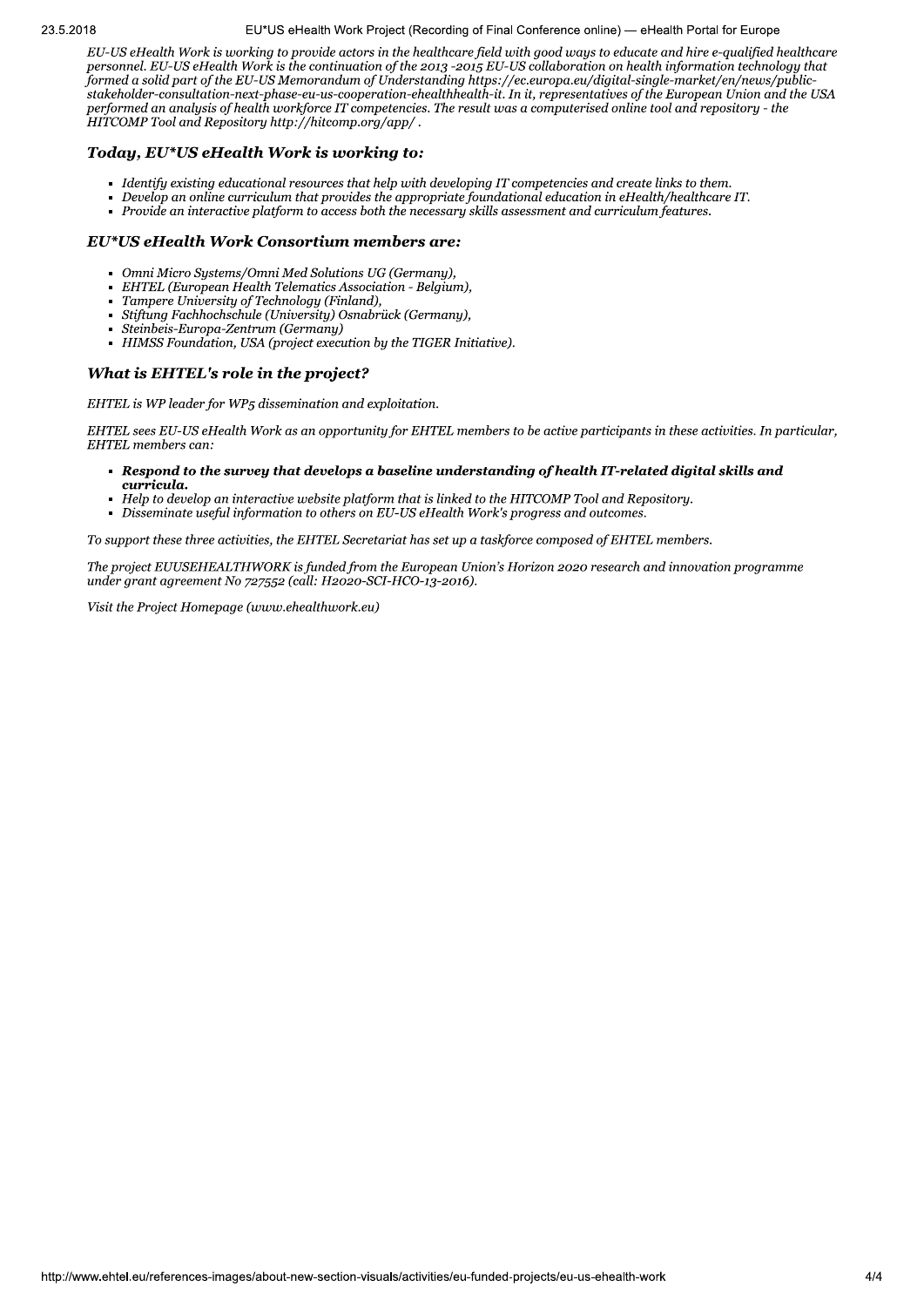*EU-US eHealth Work is working to provide actors in the healthcare field with good ways to educate and hire e-qualified healthcare personnel. EU-US eHealth Work is the continuation of the 2013 -2015 EU-US collaboration on health information technology that formed a solid part of the EU-US Memorandum of Understanding https://ec.europa.eu/digital-single-market/en/news/public-stakeholder-consultation-next-phase-eu-us-cooperation-ehealthhealth-it. In it, representatives of the European Union and the USA performed an analysis of health workforce IT competencies. The result was a computerised online tool and repository - the HITCOMP Tool and Repository http://hitcomp.org/app/ .*

### *Today, EU*US eHealth Work is working to:*

- *Identify existing educational resources that help with developing IT competencies and create links to them.*
- *Develop an online curriculum that provides the appropriate foundational education in eHealth/healthcare IT.*
- *Provide an interactive platform to access both the necessary skills assessment and curriculum features.*

### *EU*US eHealth Work Consortium members are:*

- *Omni Micro Systems/Omni Med Solutions UG (Germany),*
- *EHTEL (European Health Telematics Association - Belgium),*
- *Tampere University of Technology (Finland),*
- *Stiftung Fachhochschule (University) Osnabrück (Germany),*
- *Steinbeis-Europa-Zentrum (Germany)*
- *HIMSS Foundation, USA (project execution by the TIGER Initiative).*

### *What is EHTEL's role in the project?*

*EHTEL is WP leader for WP5 dissemination and exploitation.*

*EHTEL sees EU-US eHealth Work as an opportunity for EHTEL members to be active participants in these activities. In particular, EHTEL members can:*

- ***Respond to the survey that develops a baseline understanding of health IT-related digital skills and curricula.***
- *Help to develop an interactive website platform that is linked to the HITCOMP Tool and Repository.*
- *Disseminate useful information to others on EU-US eHealth Work's progress and outcomes.*

*To support these three activities, the EHTEL Secretariat has set up a taskforce composed of EHTEL members.*

*The project EUUSEHEALTHWORK is funded from the European Union's Horizon 2020 research and innovation programme under grant agreement No 727552 (call: H2020-SCI-HCO-13-2016).*

*Visit the Project Homepage (www.ehealthwork.eu)*